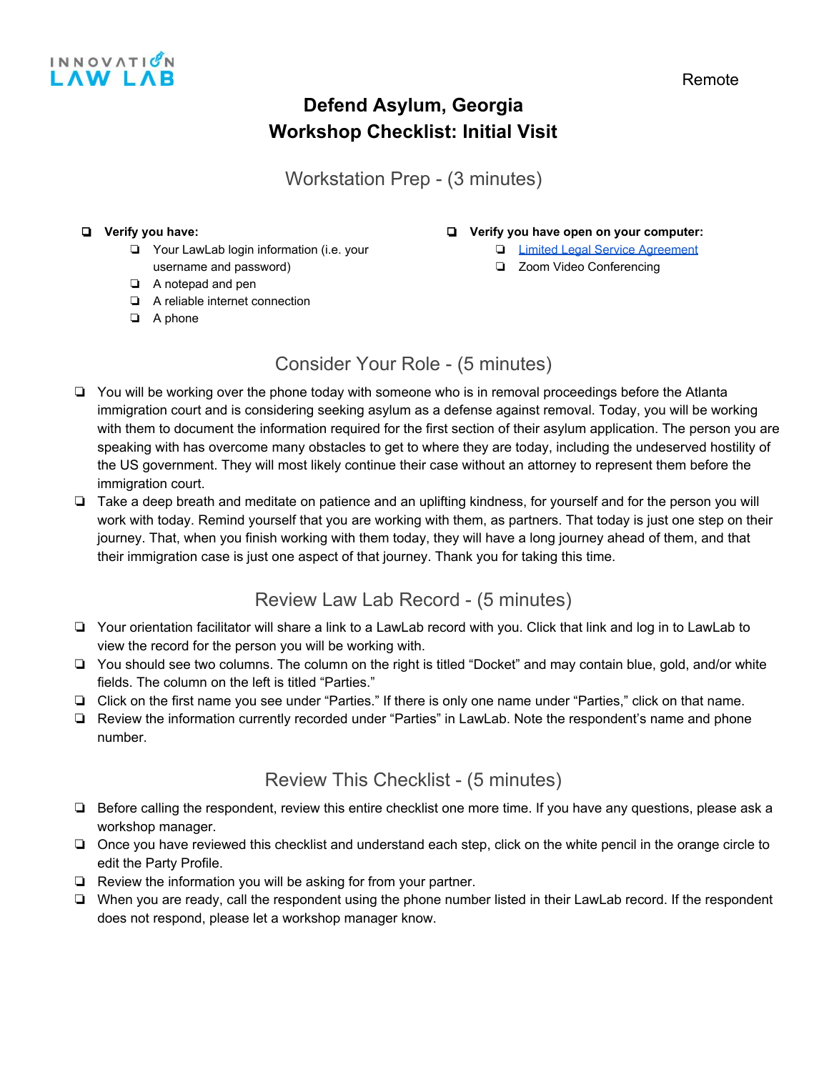INNOVATION LAW LAB

Remote

# Defend Asylum, Georgia
# Workshop Checklist: Initial Visit

## Workstation Prep - (3 minutes)

- ❏ **Verify you have:**
  - ❏ Your LawLab login information (i.e. your username and password)
  - ❏ A notepad and pen
  - ❏ A reliable internet connection
  - ❏ A phone
- ❏ **Verify you have open on your computer:**
  - ❏ Limited Legal Service Agreement
  - ❏ Zoom Video Conferencing

## Consider Your Role - (5 minutes)

- ❏ You will be working over the phone today with someone who is in removal proceedings before the Atlanta immigration court and is considering seeking asylum as a defense against removal. Today, you will be working with them to document the information required for the first section of their asylum application. The person you are speaking with has overcome many obstacles to get to where they are today, including the undeserved hostility of the US government. They will most likely continue their case without an attorney to represent them before the immigration court.
- ❏ Take a deep breath and meditate on patience and an uplifting kindness, for yourself and for the person you will work with today. Remind yourself that you are working with them, as partners. That today is just one step on their journey. That, when you finish working with them today, they will have a long journey ahead of them, and that their immigration case is just one aspect of that journey. Thank you for taking this time.

## Review Law Lab Record - (5 minutes)

- ❏ Your orientation facilitator will share a link to a LawLab record with you. Click that link and log in to LawLab to view the record for the person you will be working with.
- ❏ You should see two columns. The column on the right is titled "Docket" and may contain blue, gold, and/or white fields. The column on the left is titled "Parties."
- ❏ Click on the first name you see under "Parties." If there is only one name under "Parties," click on that name.
- ❏ Review the information currently recorded under "Parties" in LawLab. Note the respondent's name and phone number.

## Review This Checklist - (5 minutes)

- ❏ Before calling the respondent, review this entire checklist one more time. If you have any questions, please ask a workshop manager.
- ❏ Once you have reviewed this checklist and understand each step, click on the white pencil in the orange circle to edit the Party Profile.
- ❏ Review the information you will be asking for from your partner.
- ❏ When you are ready, call the respondent using the phone number listed in their LawLab record. If the respondent does not respond, please let a workshop manager know.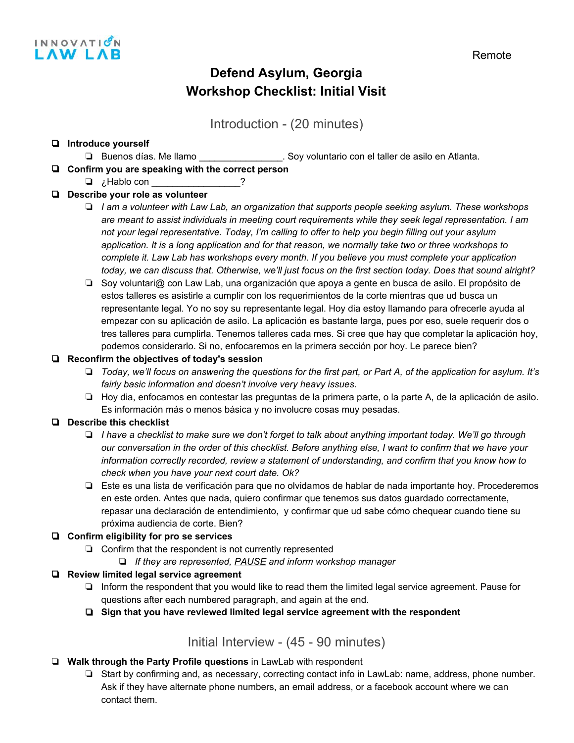INNOVATION LAW LAB

Remote

# Defend Asylum, Georgia
# Workshop Checklist: Initial Visit

## Introduction - (20 minutes)

- ❏ **Introduce yourself**
  - ❏ Buenos días. Me llamo ________________. Soy voluntario con el taller de asilo en Atlanta.
- ❏ **Confirm you are speaking with the correct person**
  - ❏ ¿Hablo con _________________?
- ❏ **Describe your role as volunteer**
  - ❏ *I am a volunteer with Law Lab, an organization that supports people seeking asylum. These workshops are meant to assist individuals in meeting court requirements while they seek legal representation. I am not your legal representative. Today, I'm calling to offer to help you begin filling out your asylum application. It is a long application and for that reason, we normally take two or three workshops to complete it. Law Lab has workshops every month. If you believe you must complete your application today, we can discuss that. Otherwise, we'll just focus on the first section today. Does that sound alright?*
  - ❏ Soy voluntari@ con Law Lab, una organización que apoya a gente en busca de asilo. El propósito de estos talleres es asistirle a cumplir con los requerimientos de la corte mientras que ud busca un representante legal. Yo no soy su representante legal. Hoy dia estoy llamando para ofrecerle ayuda al empezar con su aplicación de asilo. La aplicación es bastante larga, pues por eso, suele requerir dos o tres talleres para cumplirla. Tenemos talleres cada mes. Si cree que hay que completar la aplicación hoy, podemos considerarlo. Si no, enfocaremos en la primera sección por hoy. Le parece bien?
- ❏ **Reconfirm the objectives of today's session**
  - ❏ *Today, we'll focus on answering the questions for the first part, or Part A, of the application for asylum. It's fairly basic information and doesn't involve very heavy issues.*
  - ❏ Hoy dia, enfocamos en contestar las preguntas de la primera parte, o la parte A, de la aplicación de asilo. Es información más o menos básica y no involucre cosas muy pesadas.
- ❏ **Describe this checklist**
  - ❏ *I have a checklist to make sure we don't forget to talk about anything important today. We'll go through our conversation in the order of this checklist. Before anything else, I want to confirm that we have your information correctly recorded, review a statement of understanding, and confirm that you know how to check when you have your next court date. Ok?*
  - ❏ Este es una lista de verificación para que no olvidamos de hablar de nada importante hoy. Procederemos en este orden. Antes que nada, quiero confirmar que tenemos sus datos guardado correctamente, repasar una declaración de entendimiento, y confirmar que ud sabe cómo chequear cuando tiene su próxima audiencia de corte. Bien?
- ❏ **Confirm eligibility for pro se services**
  - ❏ Confirm that the respondent is not currently represented
    - ❏ *If they are represented, <u>PAUSE</u> and inform workshop manager*
- ❏ **Review limited legal service agreement**
  - ❏ Inform the respondent that you would like to read them the limited legal service agreement. Pause for questions after each numbered paragraph, and again at the end.
  - ❏ **Sign that you have reviewed limited legal service agreement with the respondent**

## Initial Interview - (45 - 90 minutes)

- ❏ **Walk through the Party Profile questions** in LawLab with respondent
  - ❏ Start by confirming and, as necessary, correcting contact info in LawLab: name, address, phone number. Ask if they have alternate phone numbers, an email address, or a facebook account where we can contact them.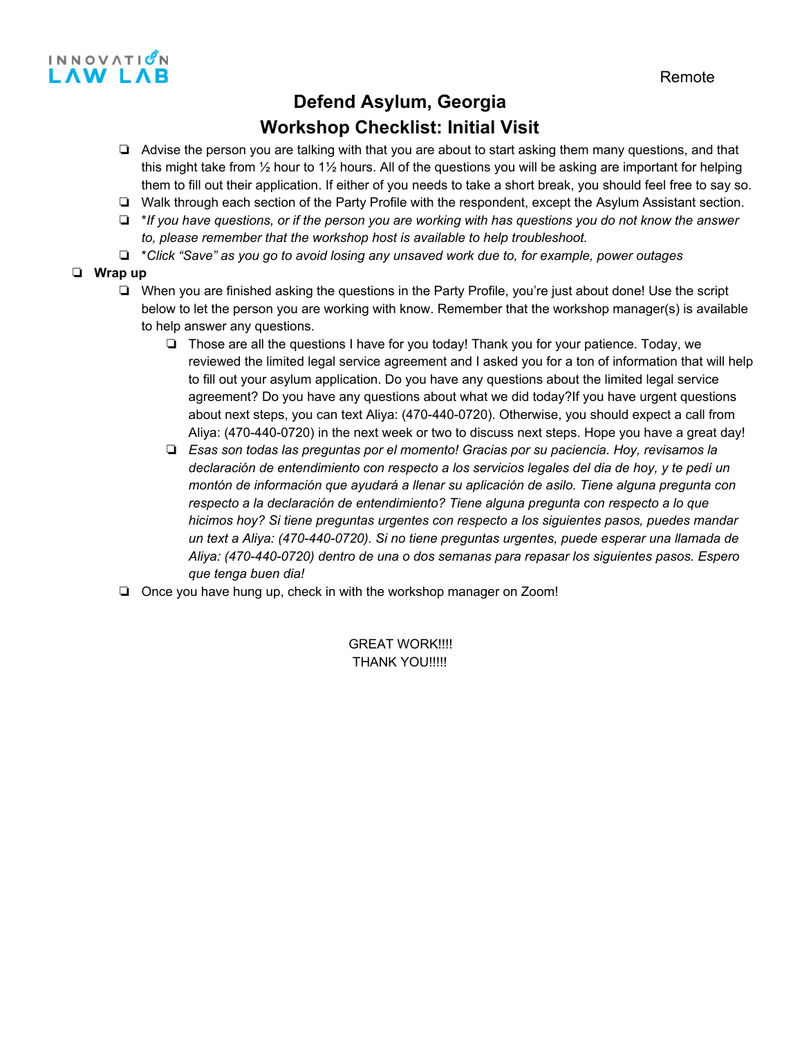Remote

# Defend Asylum, Georgia

## Workshop Checklist: Initial Visit

- ❏ Advise the person you are talking with that you are about to start asking them many questions, and that this might take from ½ hour to 1½ hours. All of the questions you will be asking are important for helping them to fill out their application. If either of you needs to take a short break, you should feel free to say so.
- ❏ Walk through each section of the Party Profile with the respondent, except the Asylum Assistant section.
- ❏ **If you have questions, or if the person you are working with has questions you do not know the answer to, please remember that the workshop host is available to help troubleshoot.*
- ❏ **Click "Save" as you go to avoid losing any unsaved work due to, for example, power outages*

❏ **Wrap up**

- ❏ When you are finished asking the questions in the Party Profile, you're just about done! Use the script below to let the person you are working with know. Remember that the workshop manager(s) is available to help answer any questions.
  - ❏ Those are all the questions I have for you today! Thank you for your patience. Today, we reviewed the limited legal service agreement and I asked you for a ton of information that will help to fill out your asylum application. Do you have any questions about the limited legal service agreement? Do you have any questions about what we did today?If you have urgent questions about next steps, you can text Aliya: (470-440-0720). Otherwise, you should expect a call from Aliya: (470-440-0720) in the next week or two to discuss next steps. Hope you have a great day!
  - ❏ *Esas son todas las preguntas por el momento! Gracias por su paciencia. Hoy, revisamos la declaración de entendimiento con respecto a los servicios legales del dia de hoy, y te pedí un montón de información que ayudará a llenar su aplicación de asilo. Tiene alguna pregunta con respecto a la declaración de entendimiento? Tiene alguna pregunta con respecto a lo que hicimos hoy? Si tiene preguntas urgentes con respecto a los siguientes pasos, puedes mandar un text a Aliya: (470-440-0720). Si no tiene preguntas urgentes, puede esperar una llamada de Aliya: (470-440-0720) dentro de una o dos semanas para repasar los siguientes pasos. Espero que tenga buen dia!*
- ❏ Once you have hung up, check in with the workshop manager on Zoom!

GREAT WORK!!!!
THANK YOU!!!!!